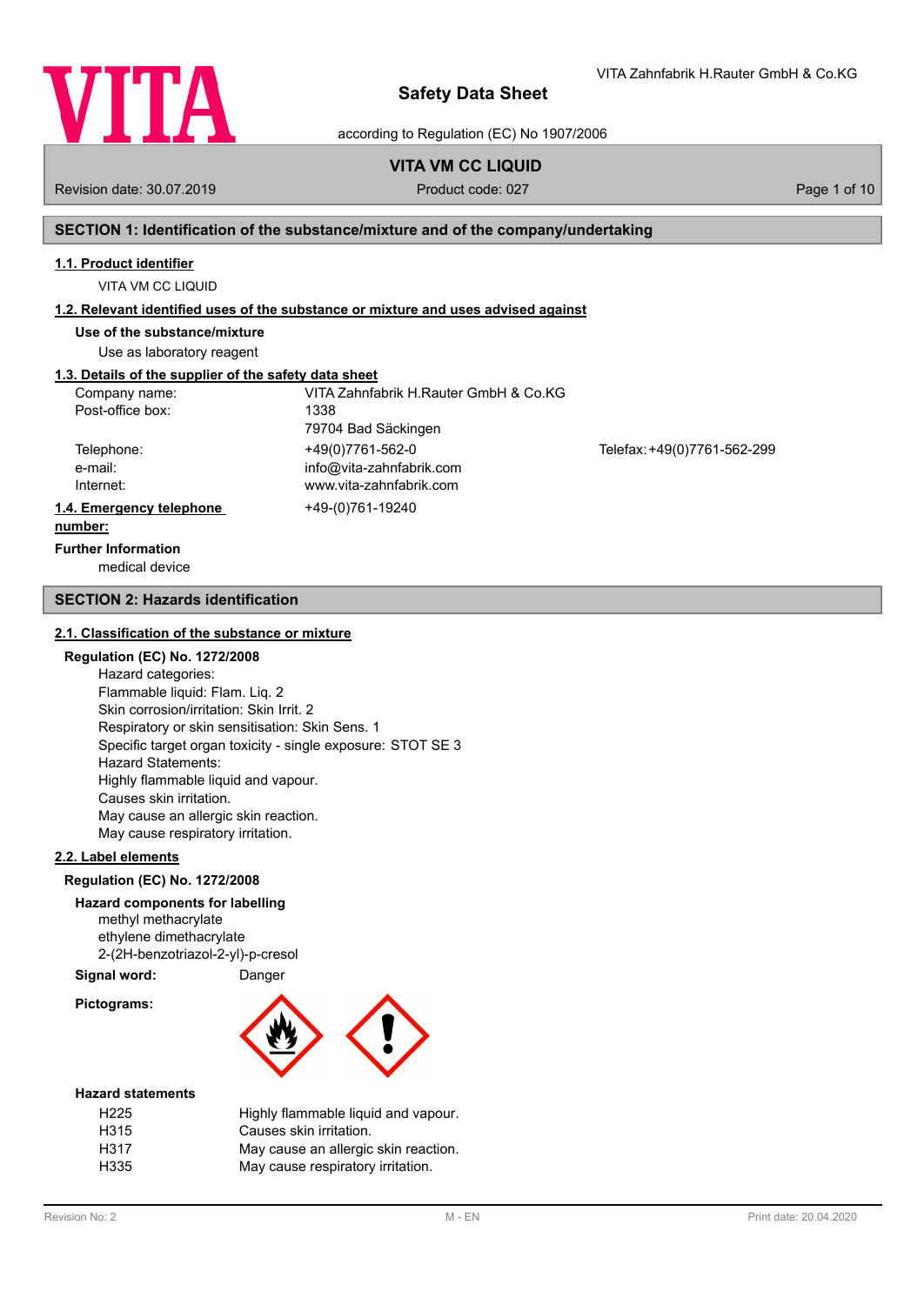# Safety Data Sheet

according to Regulation (EC) No 1907/2006

**VITA VM CC LIQUID**

Revision date: 30.07.2019 Product code: 027

## SECTION 1: Identification of the substance/mixture and of the company/undertaking

### 1.1. Product identifier

VITA VM CC LIQUID

### 1.2. Relevant identified uses of the substance or mixture and uses advised against

**Use of the substance/mixture**

Use as laboratory reagent

### 1.3. Details of the supplier of the safety data sheet

| | | |
|---|---|---|
| Company name: | VITA Zahnfabrik H.Rauter GmbH & Co.KG | |
| Post-office box: | 1338 | |
| | 79704 Bad Säckingen | |
| Telephone: | +49(0)7761-562-0 | Telefax: +49(0)7761-562-299 |
| e-mail: | info@vita-zahnfabrik.com | |
| Internet: | www.vita-zahnfabrik.com | |

### 1.4. Emergency telephone number:

+49-(0)761-19240

**Further Information**

medical device

## SECTION 2: Hazards identification

### 2.1. Classification of the substance or mixture

**Regulation (EC) No. 1272/2008**

Hazard categories:
Flammable liquid: Flam. Liq. 2
Skin corrosion/irritation: Skin Irrit. 2
Respiratory or skin sensitisation: Skin Sens. 1
Specific target organ toxicity - single exposure: STOT SE 3
Hazard Statements:
Highly flammable liquid and vapour.
Causes skin irritation.
May cause an allergic skin reaction.
May cause respiratory irritation.

### 2.2. Label elements

**Regulation (EC) No. 1272/2008**

**Hazard components for labelling**

methyl methacrylate
ethylene dimethacrylate
2-(2H-benzotriazol-2-yl)-p-cresol

**Signal word:** Danger

**Pictograms:**

**Hazard statements**

| | |
|---|---|
| H225 | Highly flammable liquid and vapour. |
| H315 | Causes skin irritation. |
| H317 | May cause an allergic skin reaction. |
| H335 | May cause respiratory irritation. |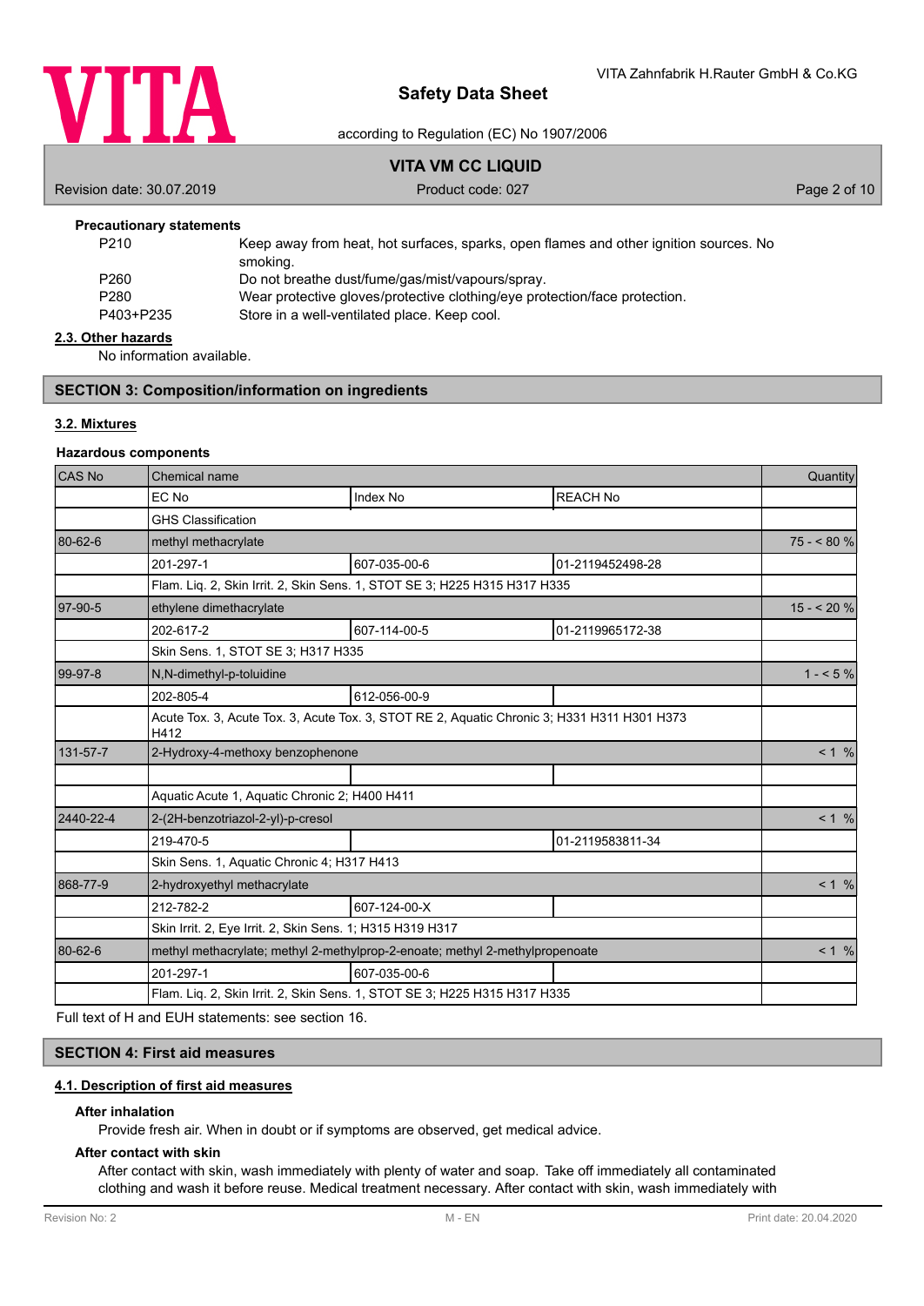**Precautionary statements**

| | |
|---|---|
| P210 | Keep away from heat, hot surfaces, sparks, open flames and other ignition sources. No smoking. |
| P260 | Do not breathe dust/fume/gas/mist/vapours/spray. |
| P280 | Wear protective gloves/protective clothing/eye protection/face protection. |
| P403+P235 | Store in a well-ventilated place. Keep cool. |

### 2.3. Other hazards

No information available.

## SECTION 3: Composition/information on ingredients

### 3.2. Mixtures

**Hazardous components**

| CAS No | Chemical name | | | Quantity |
|---|---|---|---|---|
| | EC No | Index No | REACH No | |
| | GHS Classification | | | |
| 80-62-6 | methyl methacrylate | | | 75 - < 80 % |
| | 201-297-1 | 607-035-00-6 | 01-2119452498-28 | |
| | Flam. Liq. 2, Skin Irrit. 2, Skin Sens. 1, STOT SE 3; H225 H315 H317 H335 | | | |
| 97-90-5 | ethylene dimethacrylate | | | 15 - < 20 % |
| | 202-617-2 | 607-114-00-5 | 01-2119965172-38 | |
| | Skin Sens. 1, STOT SE 3; H317 H335 | | | |
| 99-97-8 | N,N-dimethyl-p-toluidine | | | 1 - < 5 % |
| | 202-805-4 | 612-056-00-9 | | |
| | Acute Tox. 3, Acute Tox. 3, Acute Tox. 3, STOT RE 2, Aquatic Chronic 3; H331 H311 H301 H373 H412 | | | |
| 131-57-7 | 2-Hydroxy-4-methoxy benzophenone | | | < 1 % |
| | | | | |
| | Aquatic Acute 1, Aquatic Chronic 2; H400 H411 | | | |
| 2440-22-4 | 2-(2H-benzotriazol-2-yl)-p-cresol | | | < 1 % |
| | 219-470-5 | | 01-2119583811-34 | |
| | Skin Sens. 1, Aquatic Chronic 4; H317 H413 | | | |
| 868-77-9 | 2-hydroxyethyl methacrylate | | | < 1 % |
| | 212-782-2 | 607-124-00-X | | |
| | Skin Irrit. 2, Eye Irrit. 2, Skin Sens. 1; H315 H319 H317 | | | |
| 80-62-6 | methyl methacrylate; methyl 2-methylprop-2-enoate; methyl 2-methylpropenoate | | | < 1 % |
| | 201-297-1 | 607-035-00-6 | | |
| | Flam. Liq. 2, Skin Irrit. 2, Skin Sens. 1, STOT SE 3; H225 H315 H317 H335 | | | |

Full text of H and EUH statements: see section 16.

## SECTION 4: First aid measures

### 4.1. Description of first aid measures

**After inhalation**

Provide fresh air. When in doubt or if symptoms are observed, get medical advice.

**After contact with skin**

After contact with skin, wash immediately with plenty of water and soap. Take off immediately all contaminated clothing and wash it before reuse. Medical treatment necessary. After contact with skin, wash immediately with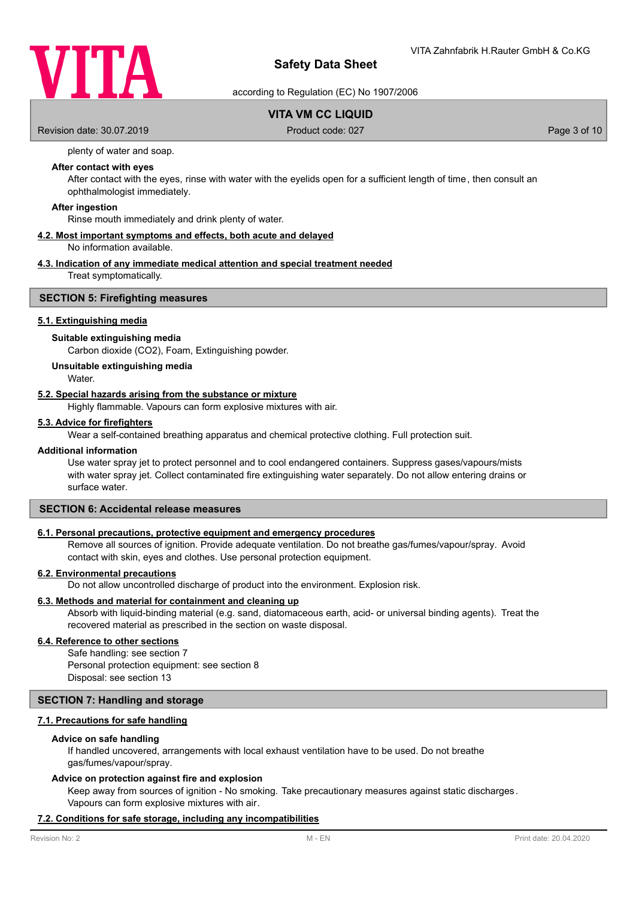plenty of water and soap.

**After contact with eyes**

After contact with the eyes, rinse with water with the eyelids open for a sufficient length of time, then consult an ophthalmologist immediately.

**After ingestion**

Rinse mouth immediately and drink plenty of water.

### 4.2. Most important symptoms and effects, both acute and delayed

No information available.

### 4.3. Indication of any immediate medical attention and special treatment needed

Treat symptomatically.

## SECTION 5: Firefighting measures

### 5.1. Extinguishing media

**Suitable extinguishing media**

Carbon dioxide ($CO_2$), Foam, Extinguishing powder.

**Unsuitable extinguishing media**

Water.

### 5.2. Special hazards arising from the substance or mixture

Highly flammable. Vapours can form explosive mixtures with air.

### 5.3. Advice for firefighters

Wear a self-contained breathing apparatus and chemical protective clothing. Full protection suit.

**Additional information**

Use water spray jet to protect personnel and to cool endangered containers. Suppress gases/vapours/mists with water spray jet. Collect contaminated fire extinguishing water separately. Do not allow entering drains or surface water.

## SECTION 6: Accidental release measures

### 6.1. Personal precautions, protective equipment and emergency procedures

Remove all sources of ignition. Provide adequate ventilation. Do not breathe gas/fumes/vapour/spray. Avoid contact with skin, eyes and clothes. Use personal protection equipment.

### 6.2. Environmental precautions

Do not allow uncontrolled discharge of product into the environment. Explosion risk.

### 6.3. Methods and material for containment and cleaning up

Absorb with liquid-binding material (e.g. sand, diatomaceous earth, acid- or universal binding agents). Treat the recovered material as prescribed in the section on waste disposal.

### 6.4. Reference to other sections

Safe handling: see section 7
Personal protection equipment: see section 8
Disposal: see section 13

## SECTION 7: Handling and storage

### 7.1. Precautions for safe handling

**Advice on safe handling**

If handled uncovered, arrangements with local exhaust ventilation have to be used. Do not breathe gas/fumes/vapour/spray.

**Advice on protection against fire and explosion**

Keep away from sources of ignition - No smoking. Take precautionary measures against static discharges. Vapours can form explosive mixtures with air.

### 7.2. Conditions for safe storage, including any incompatibilities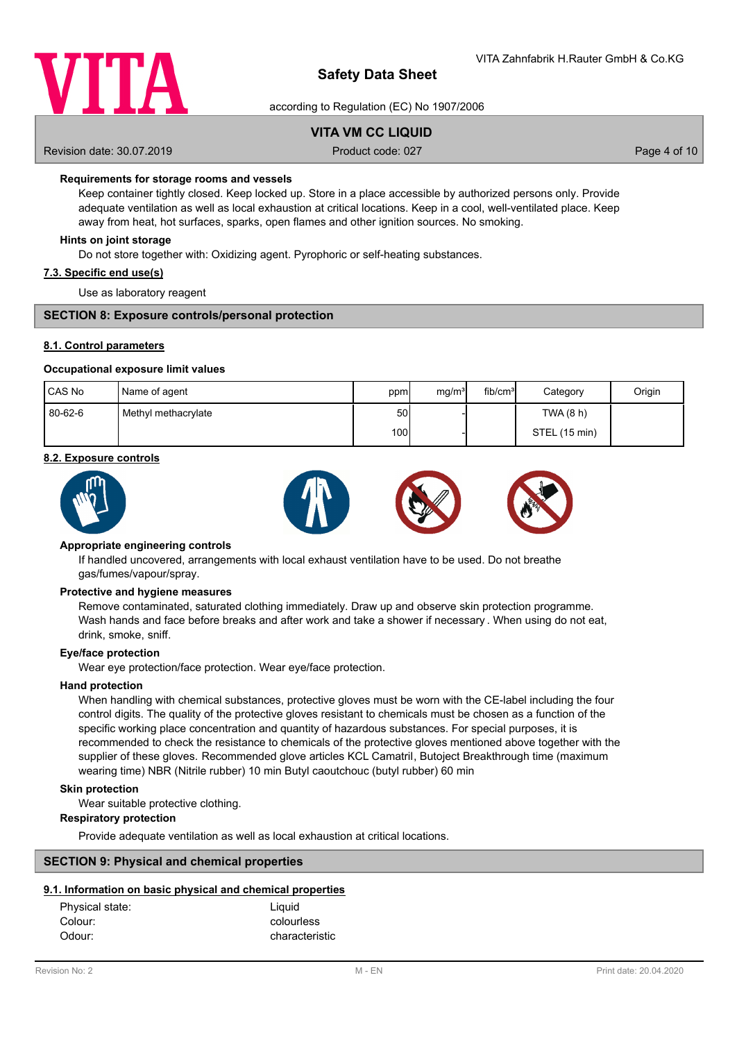**Requirements for storage rooms and vessels**

Keep container tightly closed. Keep locked up. Store in a place accessible by authorized persons only. Provide adequate ventilation as well as local exhaustion at critical locations. Keep in a cool, well-ventilated place. Keep away from heat, hot surfaces, sparks, open flames and other ignition sources. No smoking.

**Hints on joint storage**

Do not store together with: Oxidizing agent. Pyrophoric or self-heating substances.

### 7.3. Specific end use(s)

Use as laboratory reagent

## SECTION 8: Exposure controls/personal protection

### 8.1. Control parameters

**Occupational exposure limit values**

| CAS No | Name of agent | ppm | mg/m³ | fib/cm³ | Category | Origin |
|---|---|---|---|---|---|---|
| 80-62-6 | Methyl methacrylate | 50 | - | | TWA (8 h) | |
| | | 100 | - | | STEL (15 min) | |

### 8.2. Exposure controls

**Appropriate engineering controls**

If handled uncovered, arrangements with local exhaust ventilation have to be used. Do not breathe gas/fumes/vapour/spray.

**Protective and hygiene measures**

Remove contaminated, saturated clothing immediately. Draw up and observe skin protection programme. Wash hands and face before breaks and after work and take a shower if necessary . When using do not eat, drink, smoke, sniff.

**Eye/face protection**

Wear eye protection/face protection. Wear eye/face protection.

**Hand protection**

When handling with chemical substances, protective gloves must be worn with the CE-label including the four control digits. The quality of the protective gloves resistant to chemicals must be chosen as a function of the specific working place concentration and quantity of hazardous substances. For special purposes, it is recommended to check the resistance to chemicals of the protective gloves mentioned above together with the supplier of these gloves. Recommended glove articles KCL Camatril, Butoject Breakthrough time (maximum wearing time) NBR (Nitrile rubber) 10 min Butyl caoutchouc (butyl rubber) 60 min

**Skin protection**

Wear suitable protective clothing.

**Respiratory protection**

Provide adequate ventilation as well as local exhaustion at critical locations.

## SECTION 9: Physical and chemical properties

### 9.1. Information on basic physical and chemical properties

| | |
|---|---|
| Physical state: | Liquid |
| Colour: | colourless |
| Odour: | characteristic |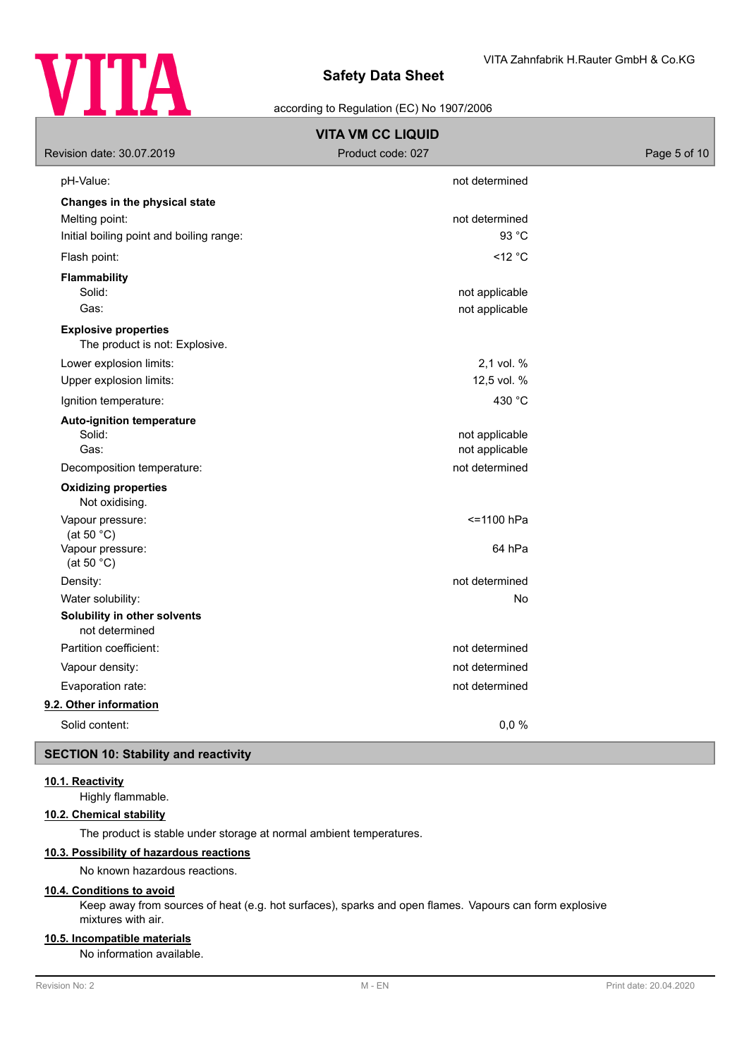| | |
|---|---|
| pH-Value: | not determined |
| **Changes in the physical state** | |
| Melting point: | not determined |
| Initial boiling point and boiling range: | 93 °C |
| Flash point: | <12 °C |
| **Flammability** | |
| Solid: | not applicable |
| Gas: | not applicable |
| **Explosive properties** | |
| The product is not: Explosive. | |
| Lower explosion limits: | 2,1 vol. % |
| Upper explosion limits: | 12,5 vol. % |
| Ignition temperature: | 430 °C |
| **Auto-ignition temperature** | |
| Solid: | not applicable |
| Gas: | not applicable |
| Decomposition temperature: | not determined |
| **Oxidizing properties** | |
| Not oxidising. | |
| Vapour pressure: (at 50 °C) | <=1100 hPa |
| Vapour pressure: (at 50 °C) | 64 hPa |
| Density: | not determined |
| Water solubility: | No |
| **Solubility in other solvents** | |
| not determined | |
| Partition coefficient: | not determined |
| Vapour density: | not determined |
| Evaporation rate: | not determined |

**9.2. Other information**

| | |
|---|---|
| Solid content: | 0,0 % |

## SECTION 10: Stability and reactivity

**10.1. Reactivity**

Highly flammable.

**10.2. Chemical stability**

The product is stable under storage at normal ambient temperatures.

**10.3. Possibility of hazardous reactions**

No known hazardous reactions.

**10.4. Conditions to avoid**

Keep away from sources of heat (e.g. hot surfaces), sparks and open flames. Vapours can form explosive mixtures with air.

**10.5. Incompatible materials**

No information available.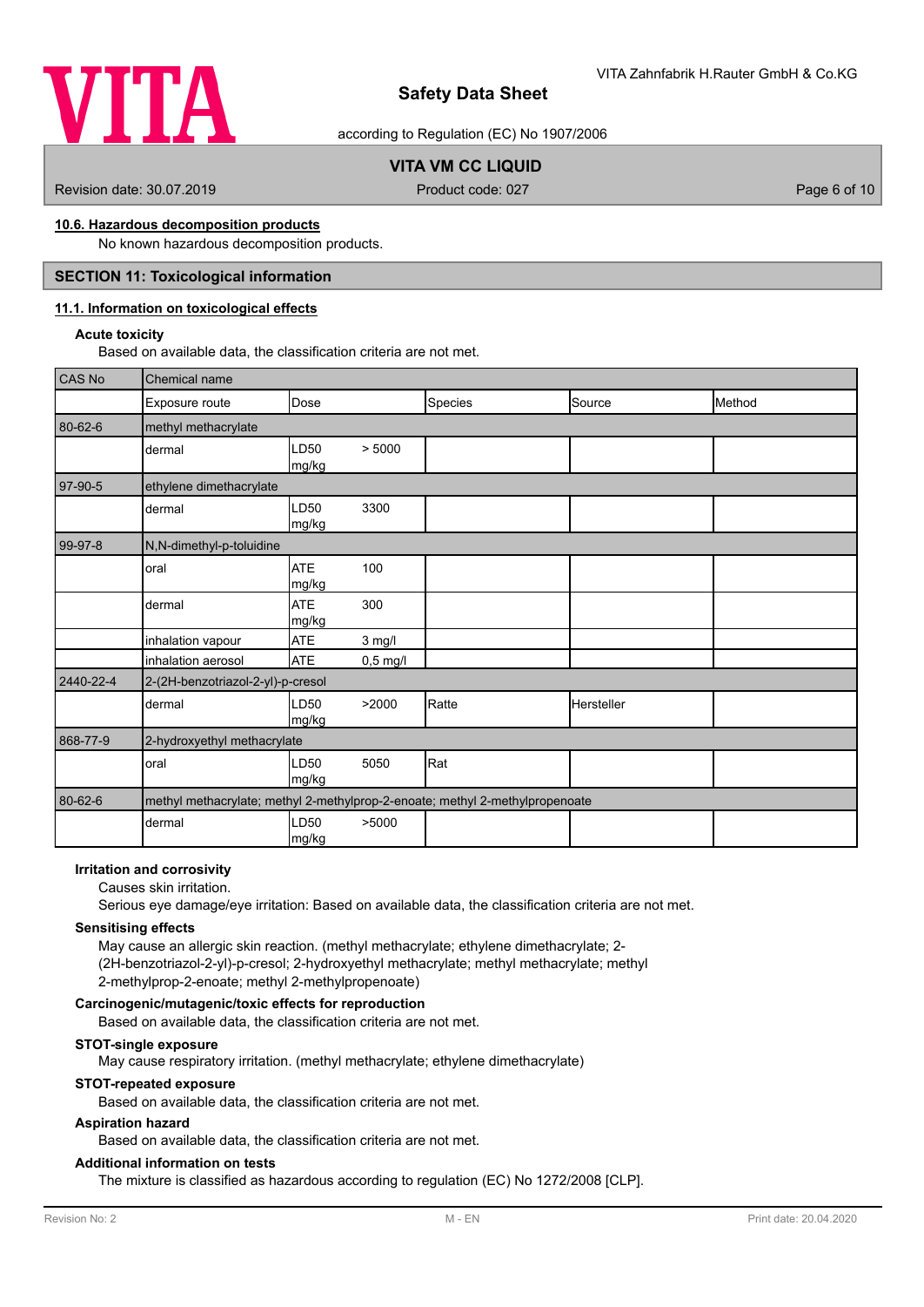#### 10.6. Hazardous decomposition products

No known hazardous decomposition products.

## SECTION 11: Toxicological information

### 11.1. Information on toxicological effects

**Acute toxicity**

Based on available data, the classification criteria are not met.

| CAS No | Chemical name | | | | | |
|---|---|---|---|---|---|---|
| | Exposure route | Dose | | Species | Source | Method |
| 80-62-6 | methyl methacrylate | | | | | |
| | dermal | LD50 mg/kg | > 5000 | | | |
| 97-90-5 | ethylene dimethacrylate | | | | | |
| | dermal | LD50 mg/kg | 3300 | | | |
| 99-97-8 | N,N-dimethyl-p-toluidine | | | | | |
| | oral | ATE mg/kg | 100 | | | |
| | dermal | ATE mg/kg | 300 | | | |
| | inhalation vapour | ATE | 3 mg/l | | | |
| | inhalation aerosol | ATE | 0,5 mg/l | | | |
| 2440-22-4 | 2-(2H-benzotriazol-2-yl)-p-cresol | | | | | |
| | dermal | LD50 mg/kg | >2000 | Ratte | Hersteller | |
| 868-77-9 | 2-hydroxyethyl methacrylate | | | | | |
| | oral | LD50 mg/kg | 5050 | Rat | | |
| 80-62-6 | methyl methacrylate; methyl 2-methylprop-2-enoate; methyl 2-methylpropenoate | | | | | |
| | dermal | LD50 mg/kg | >5000 | | | |

**Irritation and corrosivity**

Causes skin irritation.

Serious eye damage/eye irritation: Based on available data, the classification criteria are not met.

**Sensitising effects**

May cause an allergic skin reaction. (methyl methacrylate; ethylene dimethacrylate; 2-(2H-benzotriazol-2-yl)-p-cresol; 2-hydroxyethyl methacrylate; methyl methacrylate; methyl 2-methylprop-2-enoate; methyl 2-methylpropenoate)

**Carcinogenic/mutagenic/toxic effects for reproduction**

Based on available data, the classification criteria are not met.

**STOT-single exposure**

May cause respiratory irritation. (methyl methacrylate; ethylene dimethacrylate)

**STOT-repeated exposure**

Based on available data, the classification criteria are not met.

**Aspiration hazard**

Based on available data, the classification criteria are not met.

**Additional information on tests**

The mixture is classified as hazardous according to regulation (EC) No 1272/2008 [CLP].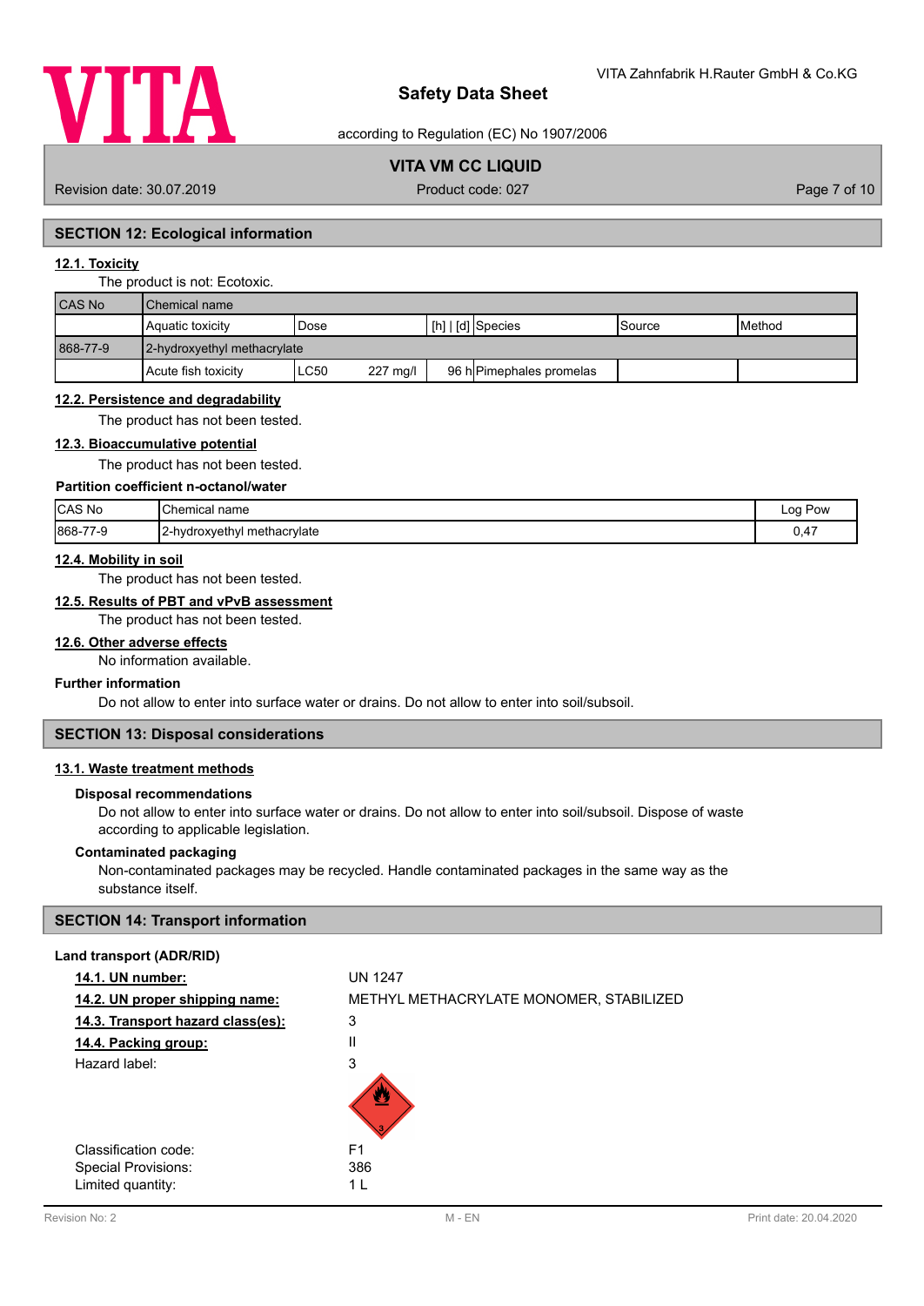## SECTION 12: Ecological information

### 12.1. Toxicity

The product is not: Ecotoxic.

| CAS No | Chemical name | | | | | |
|---|---|---|---|---|---|---|
| | Aquatic toxicity | Dose | | [h] \| [d] | Species | Source | Method |
| 868-77-9 | 2-hydroxyethyl methacrylate | | | | | |
| | Acute fish toxicity | LC50 | 227 mg/l | 96 h | Pimephales promelas | | |

### 12.2. Persistence and degradability

The product has not been tested.

### 12.3. Bioaccumulative potential

The product has not been tested.

**Partition coefficient n-octanol/water**

| CAS No | Chemical name | Log Pow |
|---|---|---|
| 868-77-9 | 2-hydroxyethyl methacrylate | 0,47 |

### 12.4. Mobility in soil

The product has not been tested.

### 12.5. Results of PBT and vPvB assessment

The product has not been tested.

### 12.6. Other adverse effects

No information available.

**Further information**

Do not allow to enter into surface water or drains. Do not allow to enter into soil/subsoil.

## SECTION 13: Disposal considerations

### 13.1. Waste treatment methods

**Disposal recommendations**

Do not allow to enter into surface water or drains. Do not allow to enter into soil/subsoil. Dispose of waste according to applicable legislation.

**Contaminated packaging**

Non-contaminated packages may be recycled. Handle contaminated packages in the same way as the substance itself.

## SECTION 14: Transport information

**Land transport (ADR/RID)**

**14.1. UN number:** UN 1247

**14.2. UN proper shipping name:** METHYL METHACRYLATE MONOMER, STABILIZED

**14.3. Transport hazard class(es):** 3

**14.4. Packing group:** II

Hazard label: 3

Classification code: F1

Special Provisions: 386

Limited quantity: 1 L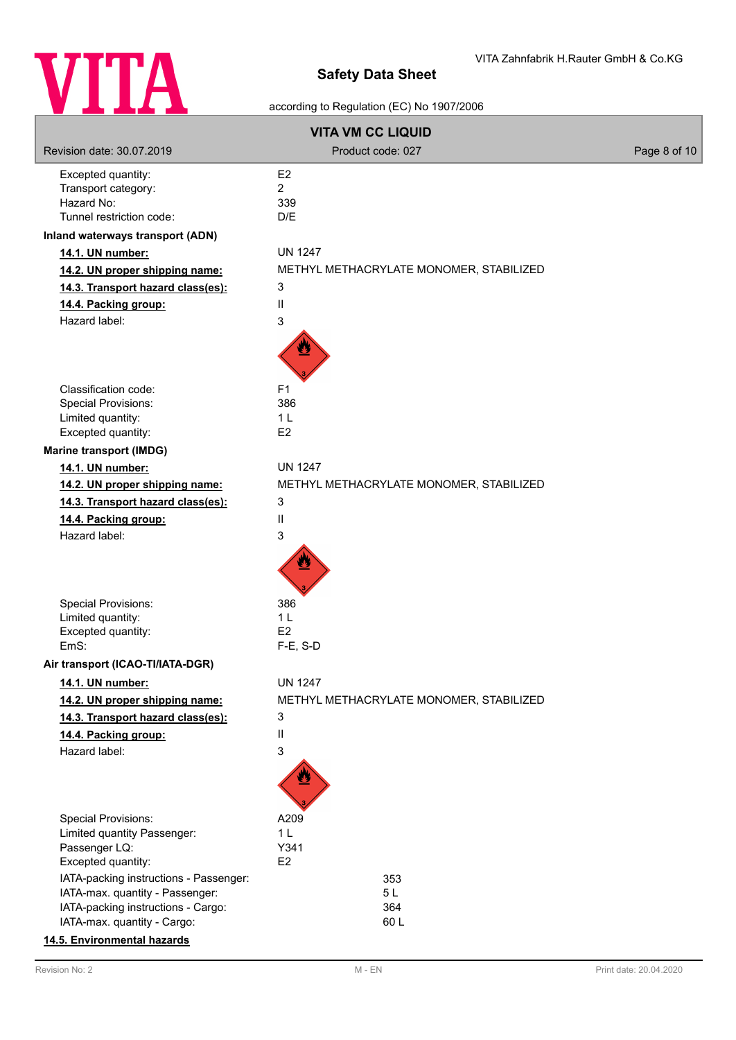Excepted quantity: E2
Transport category: 2
Hazard No: 339
Tunnel restriction code: D/E

**Inland waterways transport (ADN)**

**14.1. UN number:** UN 1247
**14.2. UN proper shipping name:** METHYL METHACRYLATE MONOMER, STABILIZED
**14.3. Transport hazard class(es):** 3
**14.4. Packing group:** II
Hazard label: 3

Classification code: F1
Special Provisions: 386
Limited quantity: 1 L
Excepted quantity: E2

**Marine transport (IMDG)**

**14.1. UN number:** UN 1247
**14.2. UN proper shipping name:** METHYL METHACRYLATE MONOMER, STABILIZED
**14.3. Transport hazard class(es):** 3
**14.4. Packing group:** II
Hazard label: 3

Special Provisions: 386
Limited quantity: 1 L
Excepted quantity: E2
EmS: F-E, S-D

**Air transport (ICAO-TI/IATA-DGR)**

**14.1. UN number:** UN 1247
**14.2. UN proper shipping name:** METHYL METHACRYLATE MONOMER, STABILIZED
**14.3. Transport hazard class(es):** 3
**14.4. Packing group:** II
Hazard label: 3

Special Provisions: A209
Limited quantity Passenger: 1 L
Passenger LQ: Y341
Excepted quantity: E2

IATA-packing instructions - Passenger: 353
IATA-max. quantity - Passenger: 5 L
IATA-packing instructions - Cargo: 364
IATA-max. quantity - Cargo: 60 L

**14.5. Environmental hazards**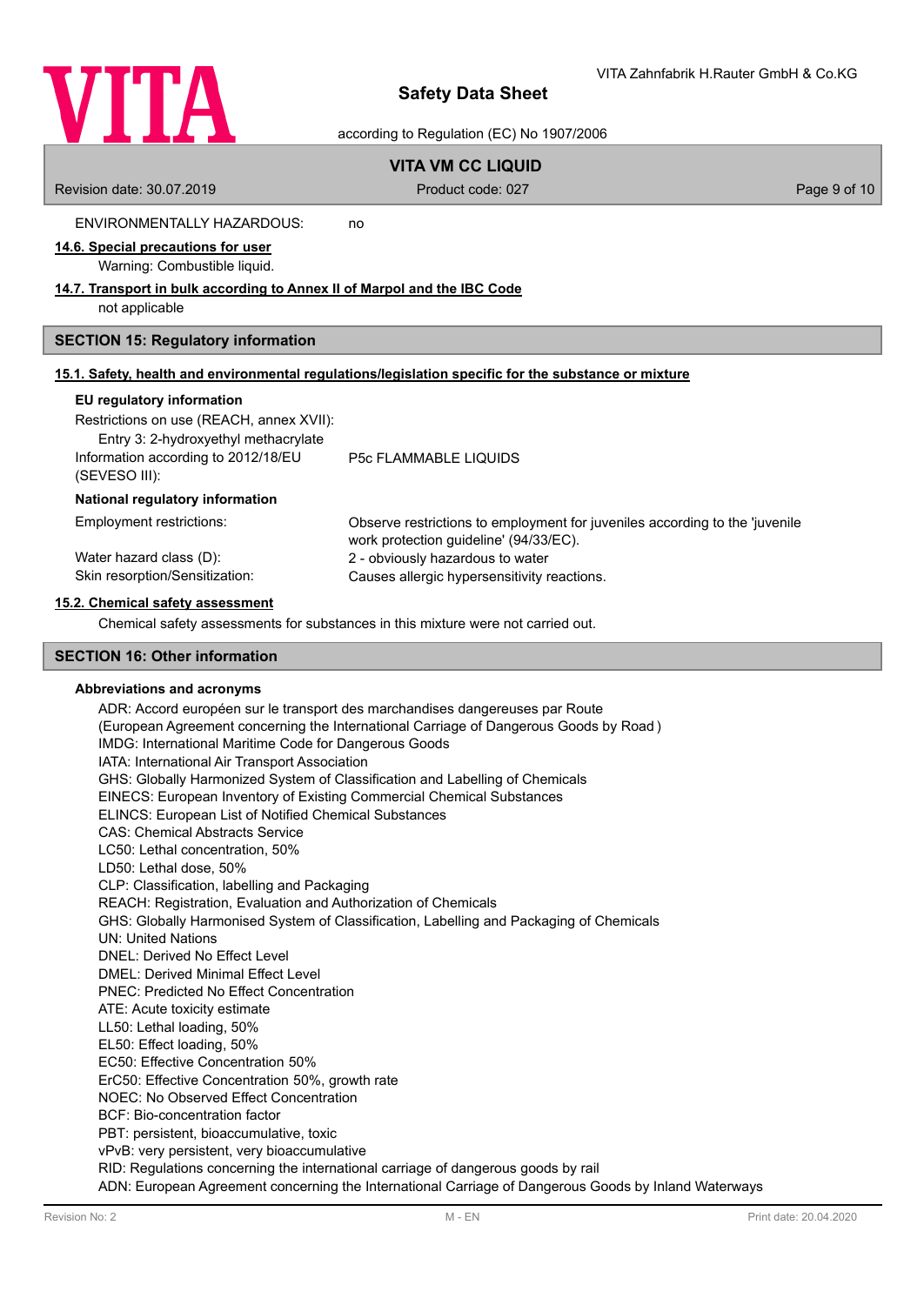ENVIRONMENTALLY HAZARDOUS: no

**14.6. Special precautions for user**

Warning: Combustible liquid.

**14.7. Transport in bulk according to Annex II of Marpol and the IBC Code**

not applicable

## SECTION 15: Regulatory information

**15.1. Safety, health and environmental regulations/legislation specific for the substance or mixture**

**EU regulatory information**

Restrictions on use (REACH, annex XVII):
Entry 3: 2-hydroxyethyl methacrylate

Information according to 2012/18/EU (SEVESO III): P5c FLAMMABLE LIQUIDS

**National regulatory information**

Employment restrictions: Observe restrictions to employment for juveniles according to the 'juvenile work protection guideline' (94/33/EC).

Water hazard class (D): 2 - obviously hazardous to water

Skin resorption/Sensitization: Causes allergic hypersensitivity reactions.

**15.2. Chemical safety assessment**

Chemical safety assessments for substances in this mixture were not carried out.

## SECTION 16: Other information

**Abbreviations and acronyms**

ADR: Accord européen sur le transport des marchandises dangereuses par Route
(European Agreement concerning the International Carriage of Dangerous Goods by Road )
IMDG: International Maritime Code for Dangerous Goods
IATA: International Air Transport Association
GHS: Globally Harmonized System of Classification and Labelling of Chemicals
EINECS: European Inventory of Existing Commercial Chemical Substances
ELINCS: European List of Notified Chemical Substances
CAS: Chemical Abstracts Service
LC50: Lethal concentration, 50%
LD50: Lethal dose, 50%
CLP: Classification, labelling and Packaging
REACH: Registration, Evaluation and Authorization of Chemicals
GHS: Globally Harmonised System of Classification, Labelling and Packaging of Chemicals
UN: United Nations
DNEL: Derived No Effect Level
DMEL: Derived Minimal Effect Level
PNEC: Predicted No Effect Concentration
ATE: Acute toxicity estimate
LL50: Lethal loading, 50%
EL50: Effect loading, 50%
EC50: Effective Concentration 50%
ErC50: Effective Concentration 50%, growth rate
NOEC: No Observed Effect Concentration
BCF: Bio-concentration factor
PBT: persistent, bioaccumulative, toxic
vPvB: very persistent, very bioaccumulative
RID: Regulations concerning the international carriage of dangerous goods by rail
ADN: European Agreement concerning the International Carriage of Dangerous Goods by Inland Waterways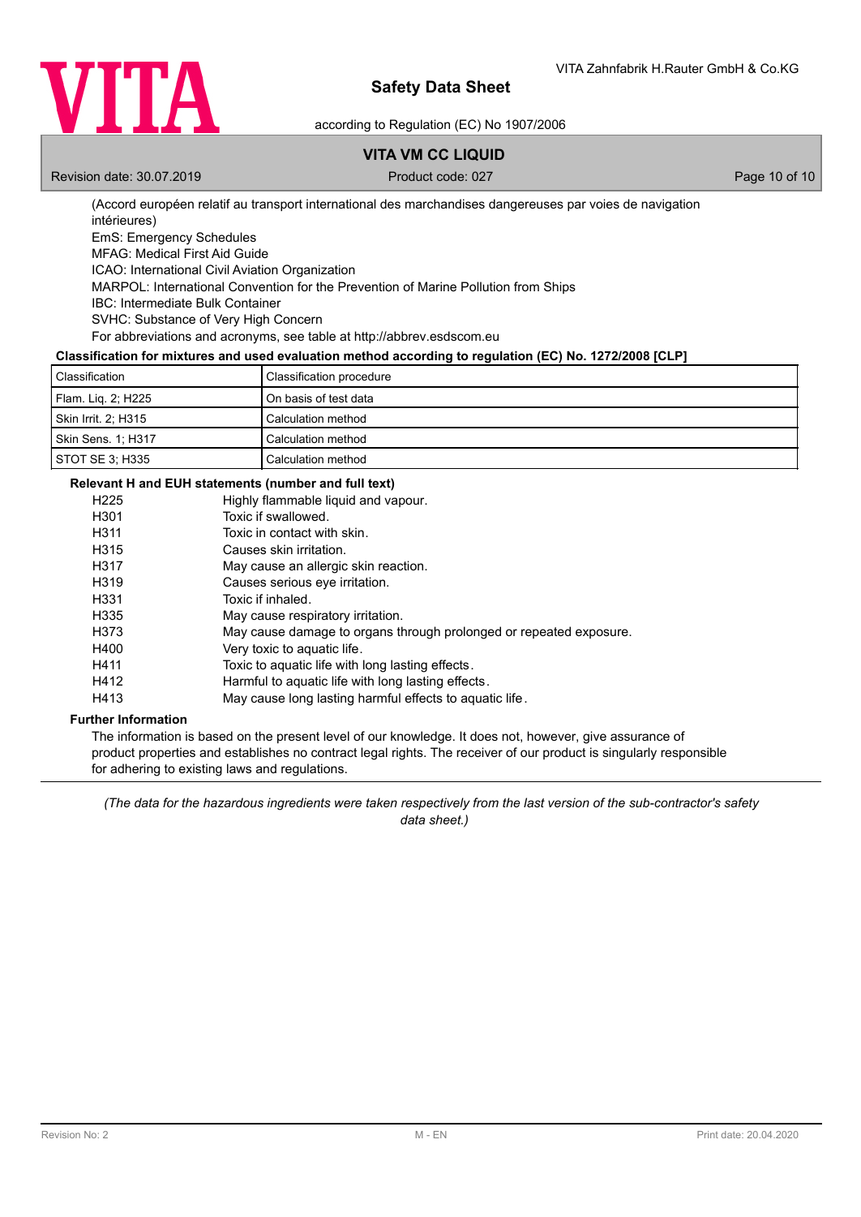(Accord européen relatif au transport international des marchandises dangereuses par voies de navigation intérieures)
EmS: Emergency Schedules
MFAG: Medical First Aid Guide
ICAO: International Civil Aviation Organization
MARPOL: International Convention for the Prevention of Marine Pollution from Ships
IBC: Intermediate Bulk Container
SVHC: Substance of Very High Concern
For abbreviations and acronyms, see table at http://abbrev.esdscom.eu

**Classification for mixtures and used evaluation method according to regulation (EC) No. 1272/2008 [CLP]**

| Classification | Classification procedure |
|---|---|
| Flam. Liq. 2; H225 | On basis of test data |
| Skin Irrit. 2; H315 | Calculation method |
| Skin Sens. 1; H317 | Calculation method |
| STOT SE 3; H335 | Calculation method |

**Relevant H and EUH statements (number and full text)**

| | |
|---|---|
| H225 | Highly flammable liquid and vapour. |
| H301 | Toxic if swallowed. |
| H311 | Toxic in contact with skin. |
| H315 | Causes skin irritation. |
| H317 | May cause an allergic skin reaction. |
| H319 | Causes serious eye irritation. |
| H331 | Toxic if inhaled. |
| H335 | May cause respiratory irritation. |
| H373 | May cause damage to organs through prolonged or repeated exposure. |
| H400 | Very toxic to aquatic life. |
| H411 | Toxic to aquatic life with long lasting effects. |
| H412 | Harmful to aquatic life with long lasting effects. |
| H413 | May cause long lasting harmful effects to aquatic life. |

**Further Information**

The information is based on the present level of our knowledge. It does not, however, give assurance of product properties and establishes no contract legal rights. The receiver of our product is singularly responsible for adhering to existing laws and regulations.

*(The data for the hazardous ingredients were taken respectively from the last version of the sub-contractor's safety data sheet.)*